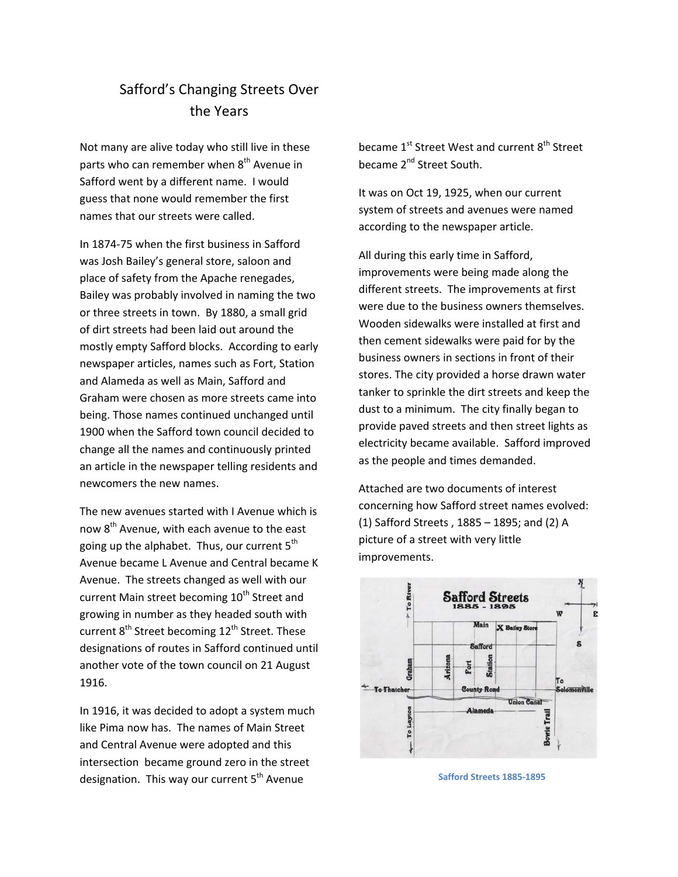# Safford's Changing Streets Over the Years

Not many are alive today who still live in these parts who can remember when 8th Avenue in Safford went by a different name. I would guess that none would remember the first names that our streets were called.

In 1874-75 when the first business in Safford was Josh Bailey's general store, saloon and place of safety from the Apache renegades, Bailey was probably involved in naming the two or three streets in town. By 1880, a small grid of dirt streets had been laid out around the mostly empty Safford blocks. According to early newspaper articles, names such as Fort, Station and Alameda as well as Main, Safford and Graham were chosen as more streets came into being. Those names continued unchanged until 1900 when the Safford town council decided to change all the names and continuously printed an article in the newspaper telling residents and newcomers the new names.

The new avenues started with I Avenue which is now 8th Avenue, with each avenue to the east going up the alphabet. Thus, our current 5th Avenue became L Avenue and Central became K Avenue. The streets changed as well with our current Main street becoming 10th Street and growing in number as they headed south with current 8th Street becoming 12th Street. These designations of routes in Safford continued until another vote of the town council on 21 August 1916.

In 1916, it was decided to adopt a system much like Pima now has. The names of Main Street and Central Avenue were adopted and this intersection became ground zero in the street designation. This way our current 5th Avenue became 1st Street West and current 8th Street became 2nd Street South.

It was on Oct 19, 1925, when our current system of streets and avenues were named according to the newspaper article.

All during this early time in Safford, improvements were being made along the different streets. The improvements at first were due to the business owners themselves. Wooden sidewalks were installed at first and then cement sidewalks were paid for by the business owners in sections in front of their stores. The city provided a horse drawn water tanker to sprinkle the dirt streets and keep the dust to a minimum. The city finally began to provide paved streets and then street lights as electricity became available. Safford improved as the people and times demanded.

Attached are two documents of interest concerning how Safford street names evolved: (1) Safford Streets , 1885 – 1895; and (2) A picture of a street with very little improvements.

Safford Streets 1885-1895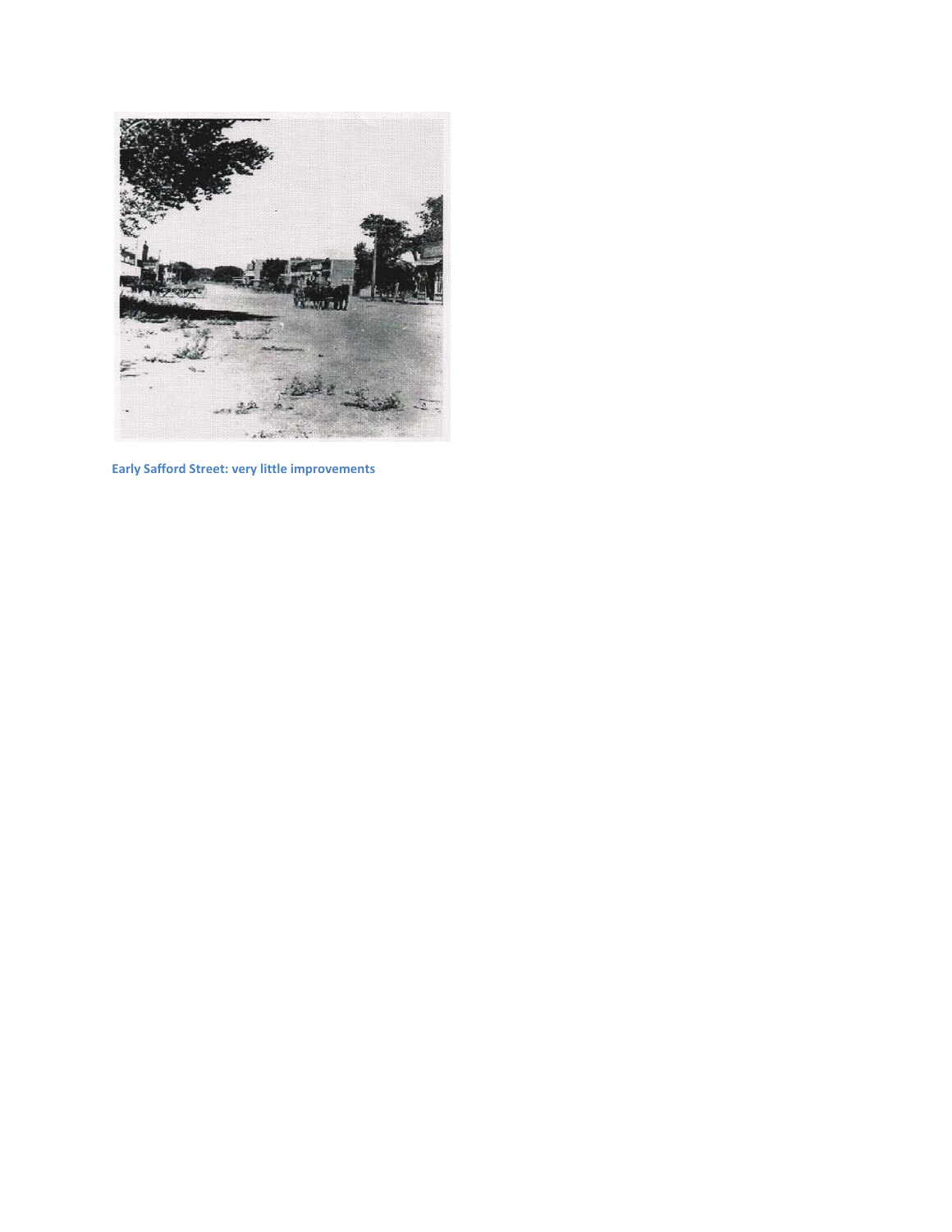**Early Safford Street: very little improvements**